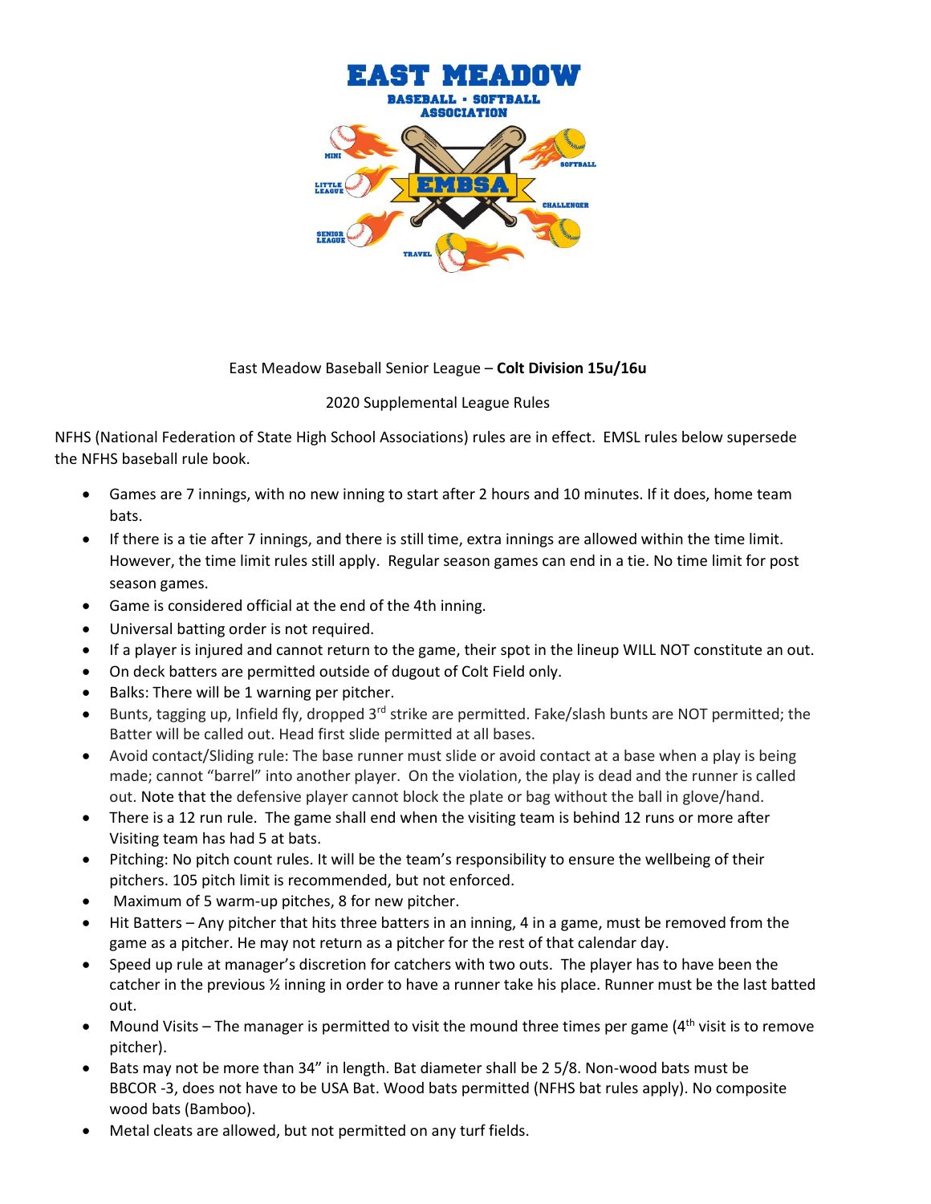East Meadow Baseball Senior League – **Colt Division 15u/16u**

2020 Supplemental League Rules

NFHS (National Federation of State High School Associations) rules are in effect. EMSL rules below supersede the NFHS baseball rule book.

- Games are 7 innings, with no new inning to start after 2 hours and 10 minutes. If it does, home team bats.
- If there is a tie after 7 innings, and there is still time, extra innings are allowed within the time limit. However, the time limit rules still apply. Regular season games can end in a tie. No time limit for post season games.
- Game is considered official at the end of the 4th inning.
- Universal batting order is not required.
- If a player is injured and cannot return to the game, their spot in the lineup WILL NOT constitute an out.
- On deck batters are permitted outside of dugout of Colt Field only.
- Balks: There will be 1 warning per pitcher.
- Bunts, tagging up, Infield fly, dropped 3rd strike are permitted. Fake/slash bunts are NOT permitted; the Batter will be called out. Head first slide permitted at all bases.
- Avoid contact/Sliding rule: The base runner must slide or avoid contact at a base when a play is being made; cannot "barrel" into another player. On the violation, the play is dead and the runner is called out. Note that the defensive player cannot block the plate or bag without the ball in glove/hand.
- There is a 12 run rule. The game shall end when the visiting team is behind 12 runs or more after Visiting team has had 5 at bats.
- Pitching: No pitch count rules. It will be the team's responsibility to ensure the wellbeing of their pitchers. 105 pitch limit is recommended, but not enforced.
- Maximum of 5 warm-up pitches, 8 for new pitcher.
- Hit Batters – Any pitcher that hits three batters in an inning, 4 in a game, must be removed from the game as a pitcher. He may not return as a pitcher for the rest of that calendar day.
- Speed up rule at manager's discretion for catchers with two outs. The player has to have been the catcher in the previous ½ inning in order to have a runner take his place. Runner must be the last batted out.
- Mound Visits – The manager is permitted to visit the mound three times per game (4th visit is to remove pitcher).
- Bats may not be more than 34" in length. Bat diameter shall be 2 5/8. Non-wood bats must be BBCOR -3, does not have to be USA Bat. Wood bats permitted (NFHS bat rules apply). No composite wood bats (Bamboo).
- Metal cleats are allowed, but not permitted on any turf fields.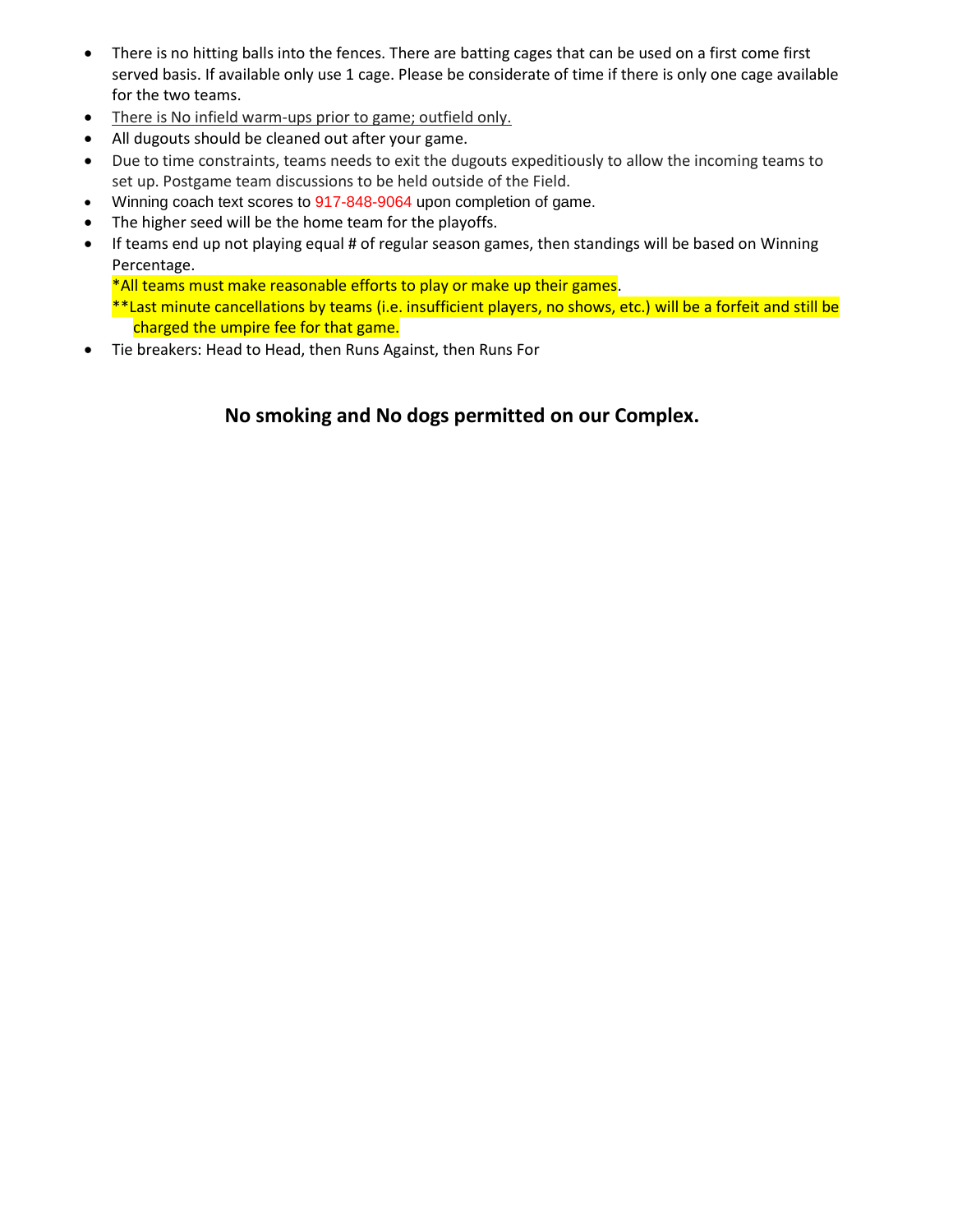- There is no hitting balls into the fences. There are batting cages that can be used on a first come first served basis. If available only use 1 cage. Please be considerate of time if there is only one cage available for the two teams.
- There is No infield warm-ups prior to game; outfield only.
- All dugouts should be cleaned out after your game.
- Due to time constraints, teams needs to exit the dugouts expeditiously to allow the incoming teams to set up. Postgame team discussions to be held outside of the Field.
- Winning coach text scores to 917-848-9064 upon completion of game.
- The higher seed will be the home team for the playoffs.
- If teams end up not playing equal # of regular season games, then standings will be based on Winning Percentage.

  *All teams must make reasonable efforts to play or make up their games.

  **Last minute cancellations by teams (i.e. insufficient players, no shows, etc.) will be a forfeit and still be charged the umpire fee for that game.
- Tie breakers: Head to Head, then Runs Against, then Runs For

**No smoking and No dogs permitted on our Complex.**